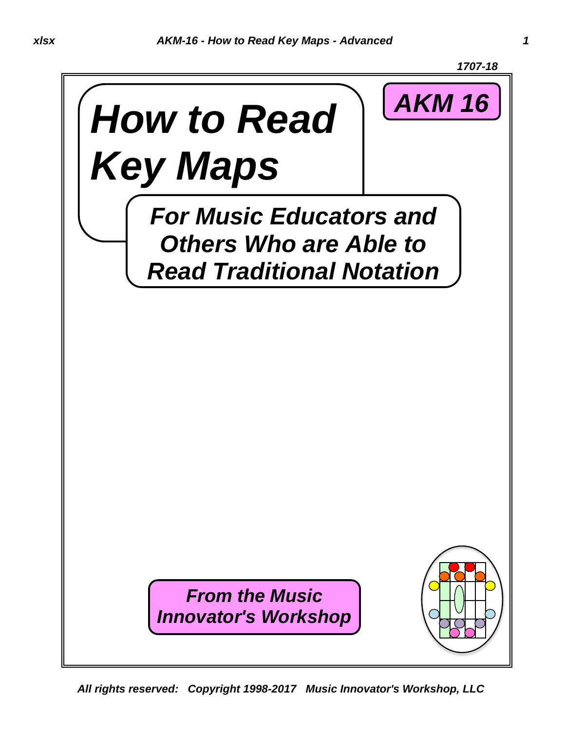1707-18

# How to Read Key Maps

**AKM 16**

## *For Music Educators and Others Who are Able to Read Traditional Notation*

***From the Music Innovator's Workshop***

*All rights reserved: Copyright 1998-2017 Music Innovator's Workshop, LLC*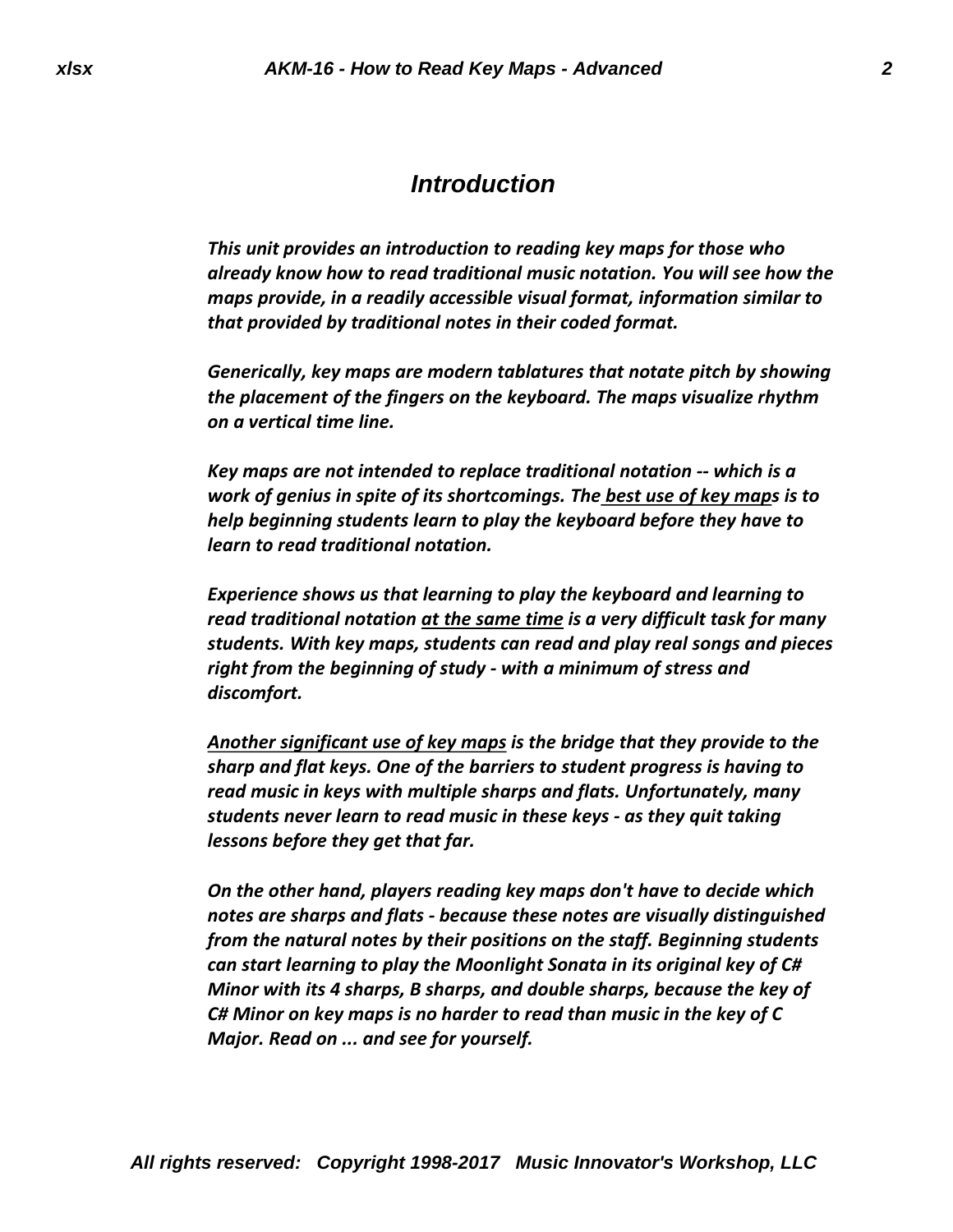## Introduction

*This unit provides an introduction to reading key maps for those who already know how to read traditional music notation. You will see how the maps provide, in a readily accessible visual format, information similar to that provided by traditional notes in their coded format.*

*Generically, key maps are modern tablatures that notate pitch by showing the placement of the fingers on the keyboard. The maps visualize rhythm on a vertical time line.*

*Key maps are not intended to replace traditional notation -- which is a work of genius in spite of its shortcomings. The <u>best use of key maps</u> is to help beginning students learn to play the keyboard before they have to learn to read traditional notation.*

*Experience shows us that learning to play the keyboard and learning to read traditional notation <u>at the same time</u> is a very difficult task for many students. With key maps, students can read and play real songs and pieces right from the beginning of study - with a minimum of stress and discomfort.*

*<u>Another significant use of key maps</u> is the bridge that they provide to the sharp and flat keys. One of the barriers to student progress is having to read music in keys with multiple sharps and flats. Unfortunately, many students never learn to read music in these keys - as they quit taking lessons before they get that far.*

*On the other hand, players reading key maps don't have to decide which notes are sharps and flats - because these notes are visually distinguished from the natural notes by their positions on the staff. Beginning students can start learning to play the Moonlight Sonata in its original key of C# Minor with its 4 sharps, B sharps, and double sharps, because the key of C# Minor on key maps is no harder to read than music in the key of C Major. Read on ... and see for yourself.*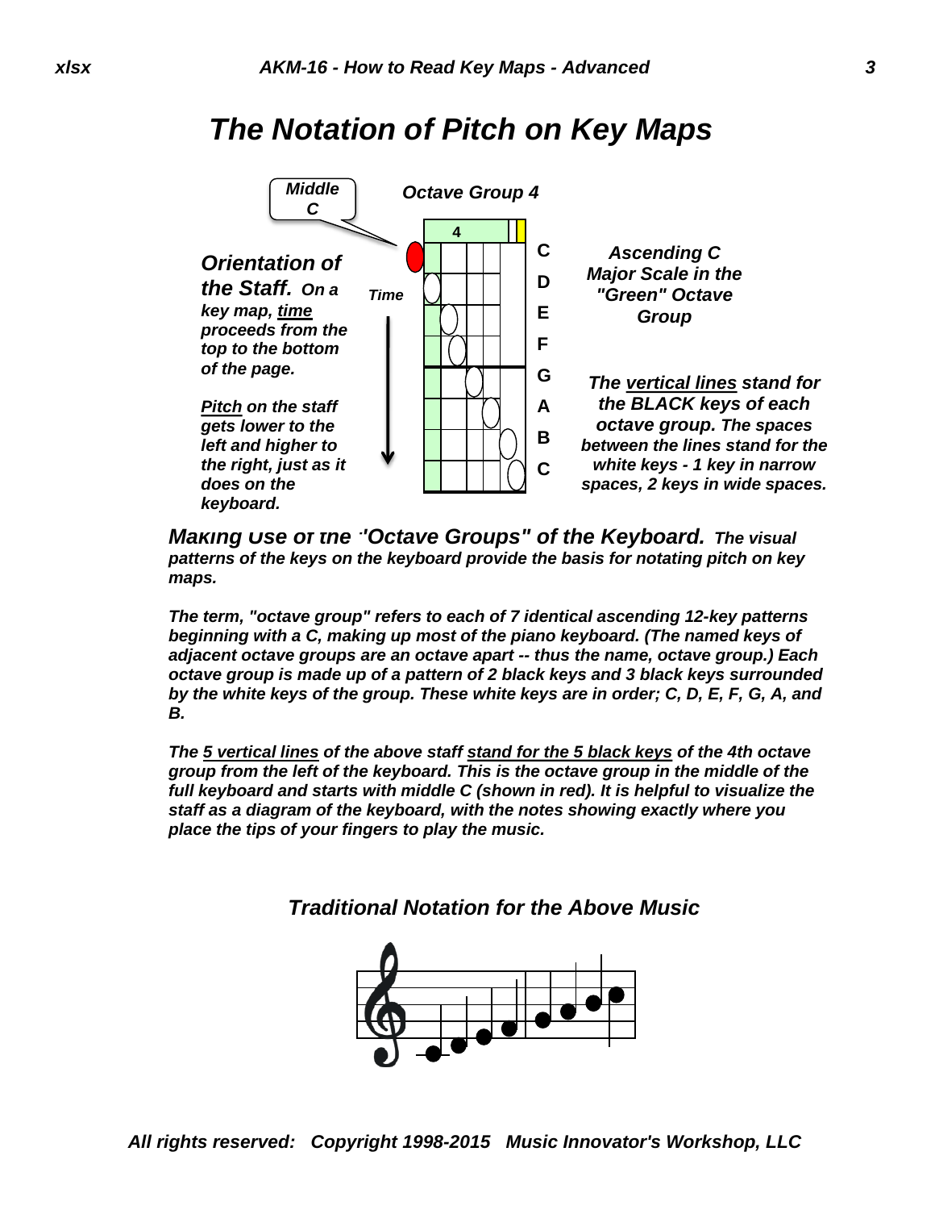# The Notation of Pitch on Key Maps

Middle C

Octave Group 4

***Orientation of the Staff.*** *On a key map, time proceeds from the top to the bottom of the page.*

*Pitch on the staff gets lower to the left and higher to the right, just as it does on the keyboard.*

Time

4

C
D
E
F
G
A
B
C

*Ascending C Major Scale in the "Green" Octave Group*

*The vertical lines stand for the BLACK keys of each octave group. The spaces between the lines stand for the white keys - 1 key in narrow spaces, 2 keys in wide spaces.*

***Making Use of the "Octave Groups" of the Keyboard.*** *The visual patterns of the keys on the keyboard provide the basis for notating pitch on key maps.*

*The term, "octave group" refers to each of 7 identical ascending 12-key patterns beginning with a C, making up most of the piano keyboard. (The named keys of adjacent octave groups are an octave apart -- thus the name, octave group.) Each octave group is made up of a pattern of 2 black keys and 3 black keys surrounded by the white keys of the group. These white keys are in order; C, D, E, F, G, A, and B.*

*The 5 vertical lines of the above staff stand for the 5 black keys of the 4th octave group from the left of the keyboard. This is the octave group in the middle of the full keyboard and starts with middle C (shown in red). It is helpful to visualize the staff as a diagram of the keyboard, with the notes showing exactly where you place the tips of your fingers to play the music.*

### *Traditional Notation for the Above Music*

All rights reserved: Copyright 1998-2015 Music Innovator's Workshop, LLC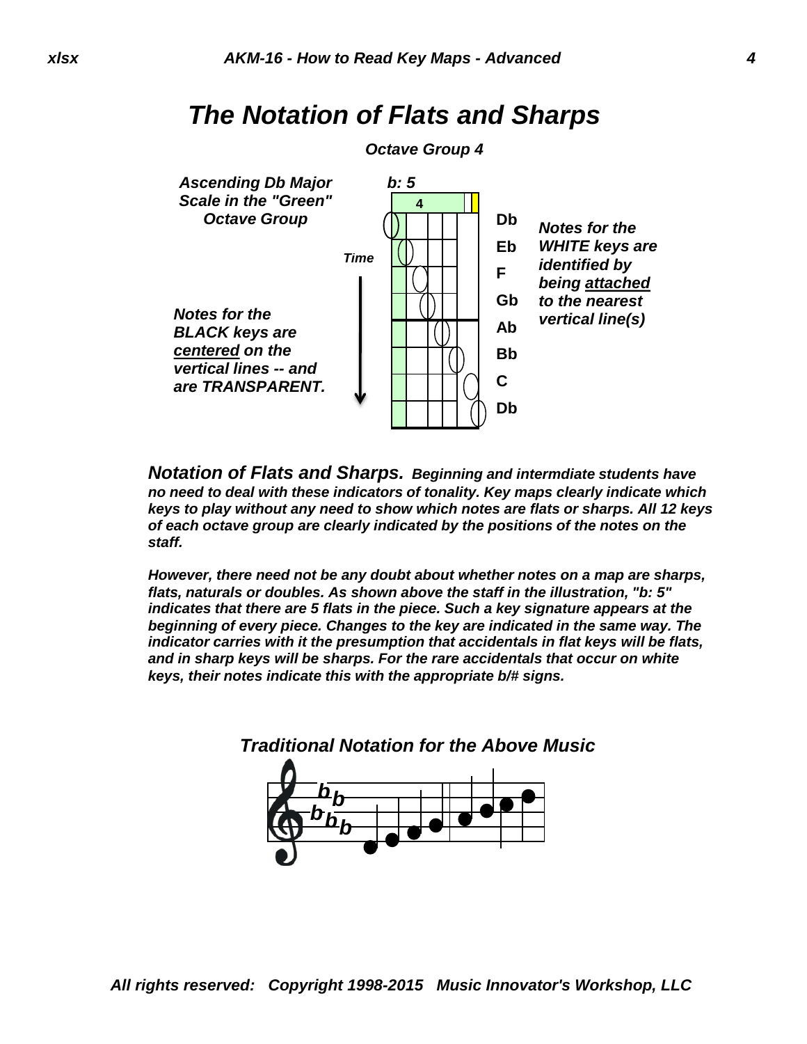# The Notation of Flats and Sharps

*Octave Group 4*

*Ascending Db Major Scale in the "Green" Octave Group*

*b: 5*

4

*Time*

Db
Eb
F
Gb
Ab
Bb
C
Db

*Notes for the WHITE keys are identified by being attached to the nearest vertical line(s)*

*Notes for the BLACK keys are centered on the vertical lines -- and are TRANSPARENT.*

***Notation of Flats and Sharps.*** ***Beginning and intermdiate students have no need to deal with these indicators of tonality. Key maps clearly indicate which keys to play without any need to show which notes are flats or sharps. All 12 keys of each octave group are clearly indicated by the positions of the notes on the staff.***

***However, there need not be any doubt about whether notes on a map are sharps, flats, naturals or doubles. As shown above the staff in the illustration, "b: 5" indicates that there are 5 flats in the piece. Such a key signature appears at the beginning of every piece. Changes to the key are indicated in the same way. The indicator carries with it the presumption that accidentals in flat keys will be flats, and in sharp keys will be sharps. For the rare accidentals that occur on white keys, their notes indicate this with the appropriate b/# signs.***

***Traditional Notation for the Above Music***

***All rights reserved: Copyright 1998-2015 Music Innovator's Workshop, LLC***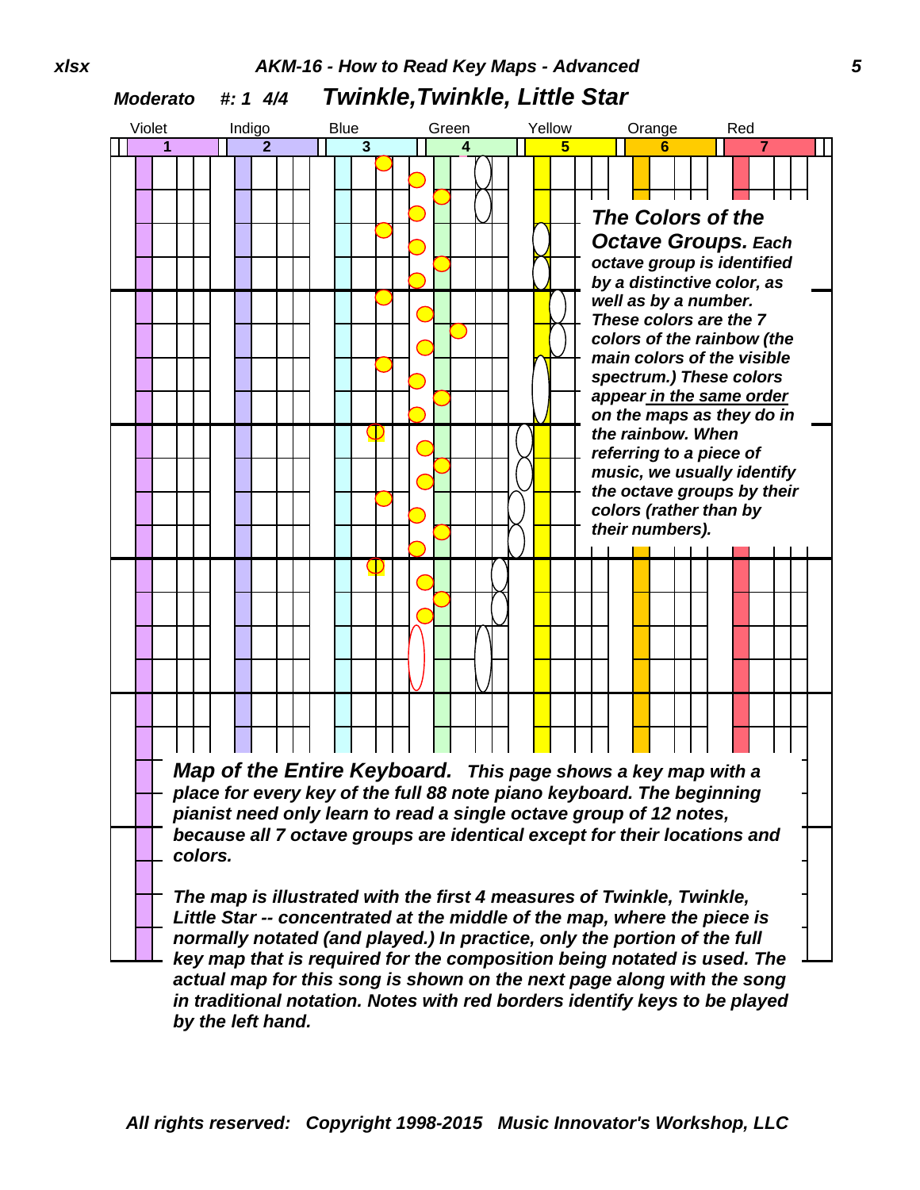*Moderato* *#: 1 4/4* ***Twinkle,Twinkle, Little Star***

Violet Indigo Blue Green Yellow Orange Red

1 2 3 4 5 6 7

***The Colors of the Octave Groups.*** ***Each octave group is identified by a distinctive color, as well as by a number. These colors are the 7 colors of the rainbow (the main colors of the visible spectrum.) These colors appear in the same order on the maps as they do in the rainbow. When referring to a piece of music, we usually identify the octave groups by their colors (rather than by their numbers).***

***Map of the Entire Keyboard.*** ***This page shows a key map with a place for every key of the full 88 note piano keyboard. The beginning pianist need only learn to read a single octave group of 12 notes, because all 7 octave groups are identical except for their locations and colors.***

***The map is illustrated with the first 4 measures of Twinkle, Twinkle, Little Star -- concentrated at the middle of the map, where the piece is normally notated (and played.) In practice, only the portion of the full key map that is required for the composition being notated is used. The actual map for this song is shown on the next page along with the song in traditional notation. Notes with red borders identify keys to be played by the left hand.***

***All rights reserved: Copyright 1998-2015 Music Innovator's Workshop, LLC***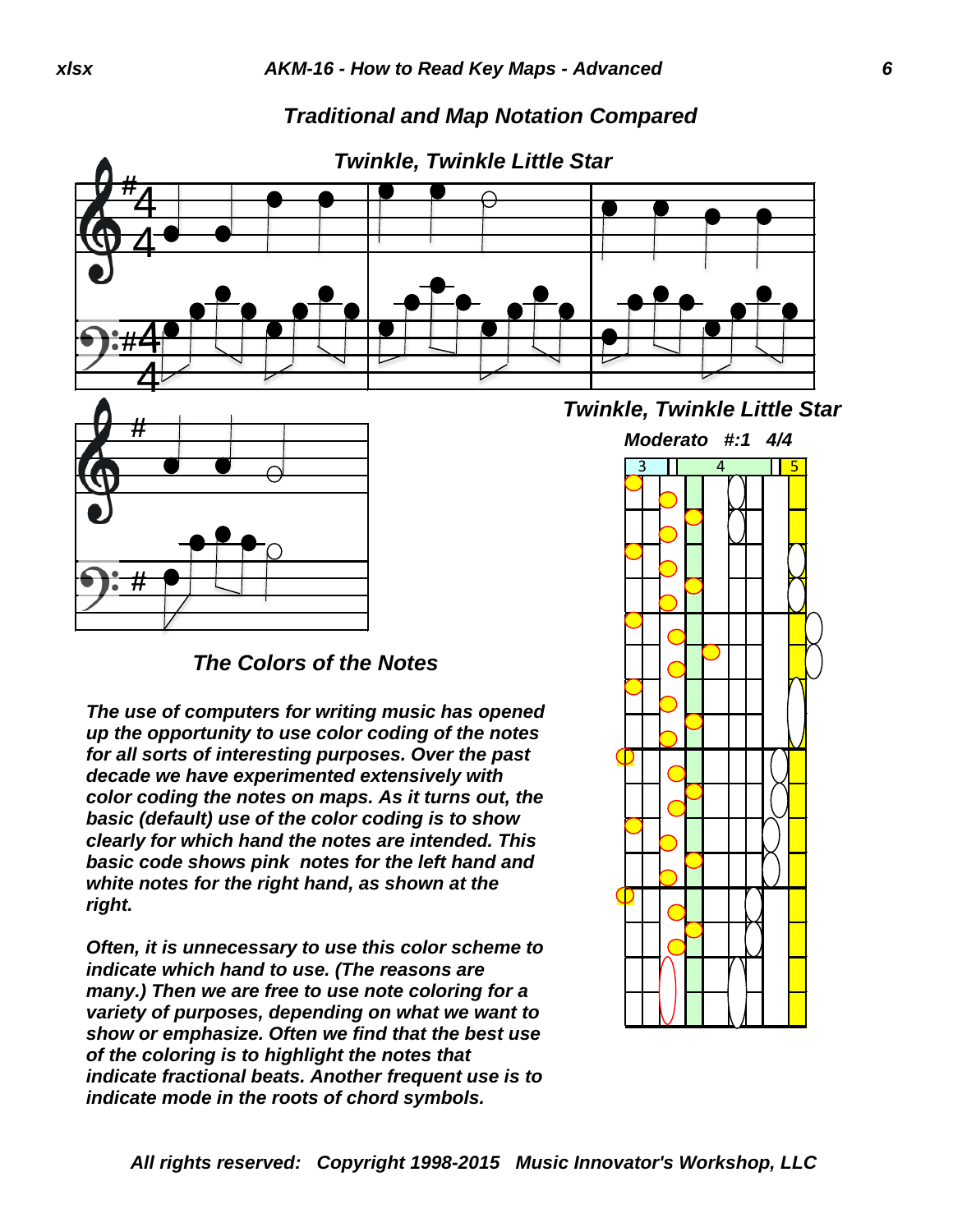## Traditional and Map Notation Compared

### Twinkle, Twinkle Little Star

### Twinkle, Twinkle Little Star

*Moderato #:1 4/4*

3 4 5

### The Colors of the Notes

***The use of computers for writing music has opened up the opportunity to use color coding of the notes for all sorts of interesting purposes. Over the past decade we have experimented extensively with color coding the notes on maps. As it turns out, the basic (default) use of the color coding is to show clearly for which hand the notes are intended. This basic code shows pink notes for the left hand and white notes for the right hand, as shown at the right.***

***Often, it is unnecessary to use this color scheme to indicate which hand to use. (The reasons are many.) Then we are free to use note coloring for a variety of purposes, depending on what we want to show or emphasize. Often we find that the best use of the coloring is to highlight the notes that indicate fractional beats. Another frequent use is to indicate mode in the roots of chord symbols.***

*All rights reserved: Copyright 1998-2015 Music Innovator's Workshop, LLC*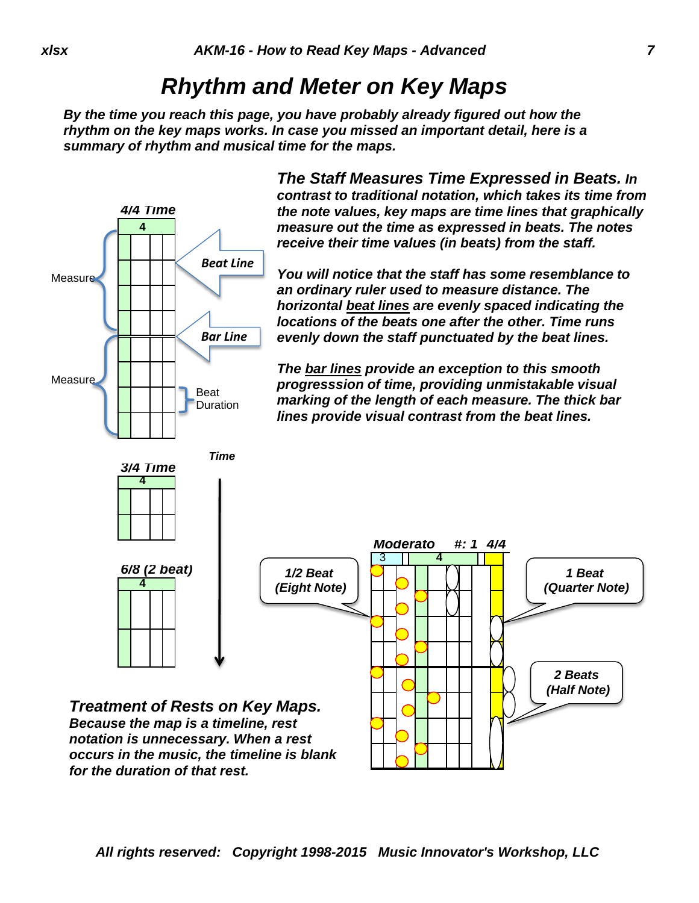# Rhythm and Meter on Key Maps

***By the time you reach this page, you have probably already figured out how the rhythm on the key maps works. In case you missed an important detail, here is a summary of rhythm and musical time for the maps.***

***The Staff Measures Time Expressed in Beats.** In contrast to traditional notation, which takes its time from the note values, key maps are time lines that graphically measure out the time as expressed in beats. The notes receive their time values (in beats) from the staff.*

*You will notice that the staff has some resemblance to an ordinary ruler used to measure distance. The horizontal beat lines are evenly spaced indicating the locations of the beats one after the other. Time runs evenly down the staff punctuated by the beat lines.*

*The bar lines provide an exception to this smooth progresssion of time, providing unmistakable visual marking of the length of each measure. The thick bar lines provide visual contrast from the beat lines.*

4/4 Time

Measure

Measure

Beat Line

Bar Line

Beat Duration

3/4 Time

6/8 (2 beat)

Time

Moderato #: 1 4/4

1/2 Beat (Eight Note)

1 Beat (Quarter Note)

2 Beats (Half Note)

***Treatment of Rests on Key Maps.** Because the map is a timeline, rest notation is unnecessary. When a rest occurs in the music, the timeline is blank for the duration of that rest.*

*All rights reserved: Copyright 1998-2015 Music Innovator's Workshop, LLC*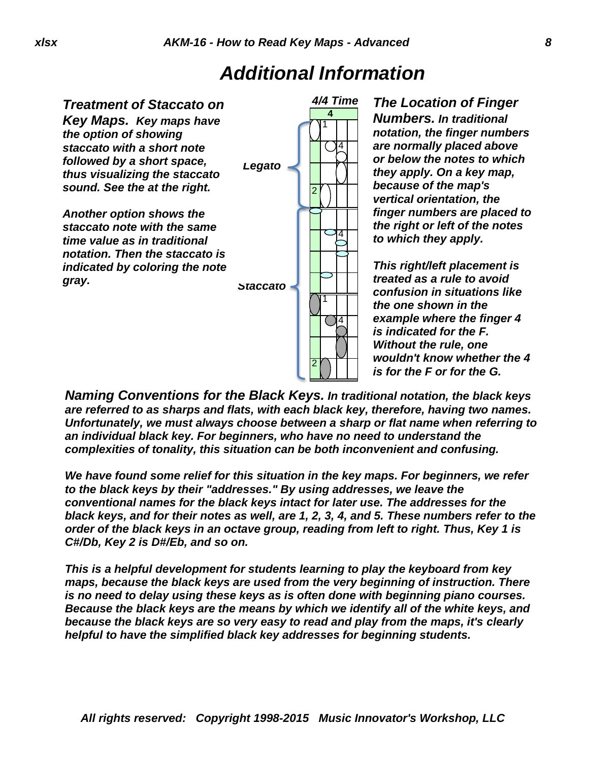# Additional Information

***Treatment of Staccato on Key Maps.*** ***Key maps have the option of showing staccato with a short note followed by a short space, thus visualizing the staccato sound. See the at the right.***

***Another option shows the staccato note with the same time value as in traditional notation. Then the staccato is indicated by coloring the note gray.***

***The Location of Finger Numbers.*** ***In traditional notation, the finger numbers are normally placed above or below the notes to which they apply. On a key map, because of the map's vertical orientation, the finger numbers are placed to the right or left of the notes to which they apply.***

***This right/left placement is treated as a rule to avoid confusion in situations like the one shown in the example where the finger 4 is indicated for the F. Without the rule, one wouldn't know whether the 4 is for the F or for the G.***

***Naming Conventions for the Black Keys.*** ***In traditional notation, the black keys are referred to as sharps and flats, with each black key, therefore, having two names. Unfortunately, we must always choose between a sharp or flat name when referring to an individual black key. For beginners, who have no need to understand the complexities of tonality, this situation can be both inconvenient and confusing.***

***We have found some relief for this situation in the key maps. For beginners, we refer to the black keys by their "addresses." By using addresses, we leave the conventional names for the black keys intact for later use. The addresses for the black keys, and for their notes as well, are 1, 2, 3, 4, and 5. These numbers refer to the order of the black keys in an octave group, reading from left to right. Thus, Key 1 is C#/Db, Key 2 is D#/Eb, and so on.***

***This is a helpful development for students learning to play the keyboard from key maps, because the black keys are used from the very beginning of instruction. There is no need to delay using these keys as is often done with beginning piano courses. Because the black keys are the means by which we identify all of the white keys, and because the black keys are so very easy to read and play from the maps, it's clearly helpful to have the simplified black key addresses for beginning students.***

***All rights reserved: Copyright 1998-2015 Music Innovator's Workshop, LLC***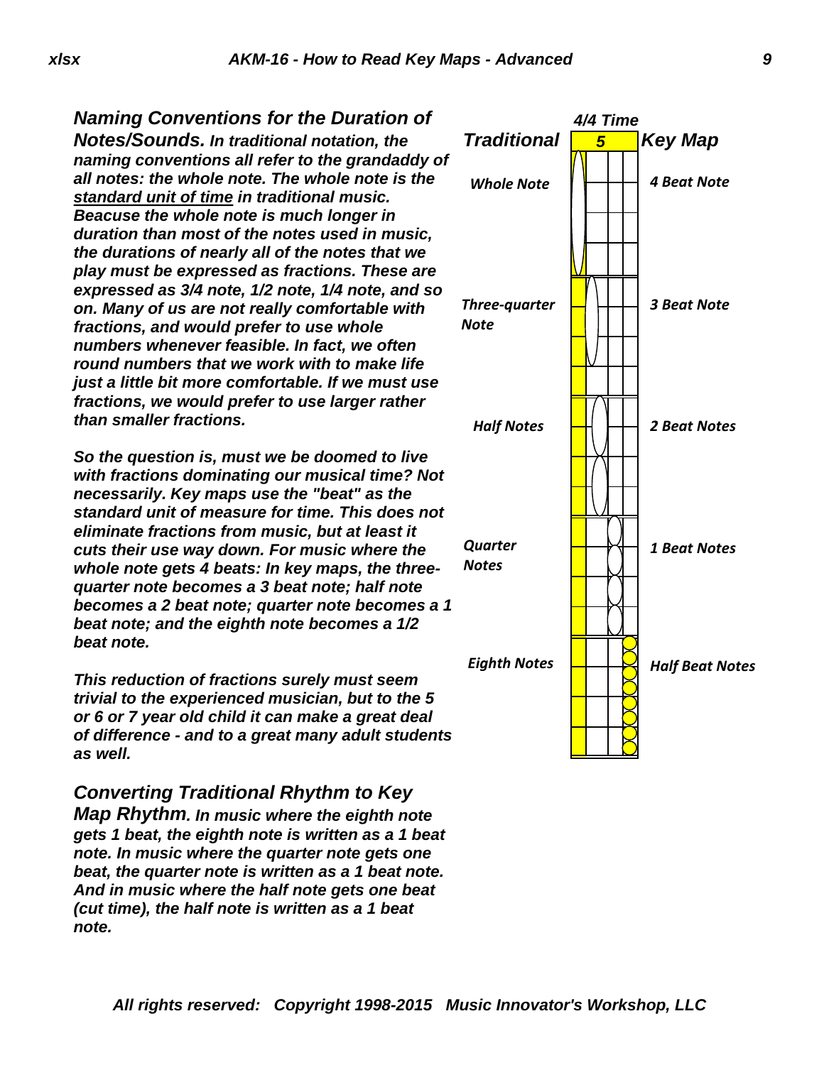***Naming Conventions for the Duration of Notes/Sounds.*** ***In traditional notation, the naming conventions all refer to the grandaddy of all notes: the whole note. The whole note is the standard unit of time in traditional music. Beacuse the whole note is much longer in duration than most of the notes used in music, the durations of nearly all of the notes that we play must be expressed as fractions. These are expressed as 3/4 note, 1/2 note, 1/4 note, and so on. Many of us are not really comfortable with fractions, and would prefer to use whole numbers whenever feasible. In fact, we often round numbers that we work with to make life just a little bit more comfortable. If we must use fractions, we would prefer to use larger rather than smaller fractions.***

***So the question is, must we be doomed to live with fractions dominating our musical time? Not necessarily. Key maps use the "beat" as the standard unit of measure for time. This does not eliminate fractions from music, but at least it cuts their use way down. For music where the whole note gets 4 beats: In key maps, the three-quarter note becomes a 3 beat note; half note becomes a 2 beat note; quarter note becomes a 1 beat note; and the eighth note becomes a 1/2 beat note.***

***This reduction of fractions surely must seem trivial to the experienced musician, but to the 5 or 6 or 7 year old child it can make a great deal of difference - and to a great many adult students as well.***

***4/4 Time***

| Traditional | Key Map |
|---|---|
| Whole Note | 4 Beat Note |
| Three-quarter Note | 3 Beat Note |
| Half Notes | 2 Beat Notes |
| Quarter Notes | 1 Beat Notes |
| Eighth Notes | Half Beat Notes |

***Converting Traditional Rhythm to Key Map Rhythm.*** ***In music where the eighth note gets 1 beat, the eighth note is written as a 1 beat note. In music where the quarter note gets one beat, the quarter note is written as a 1 beat note. And in music where the half note gets one beat (cut time), the half note is written as a 1 beat note.***

***All rights reserved: Copyright 1998-2015 Music Innovator's Workshop, LLC***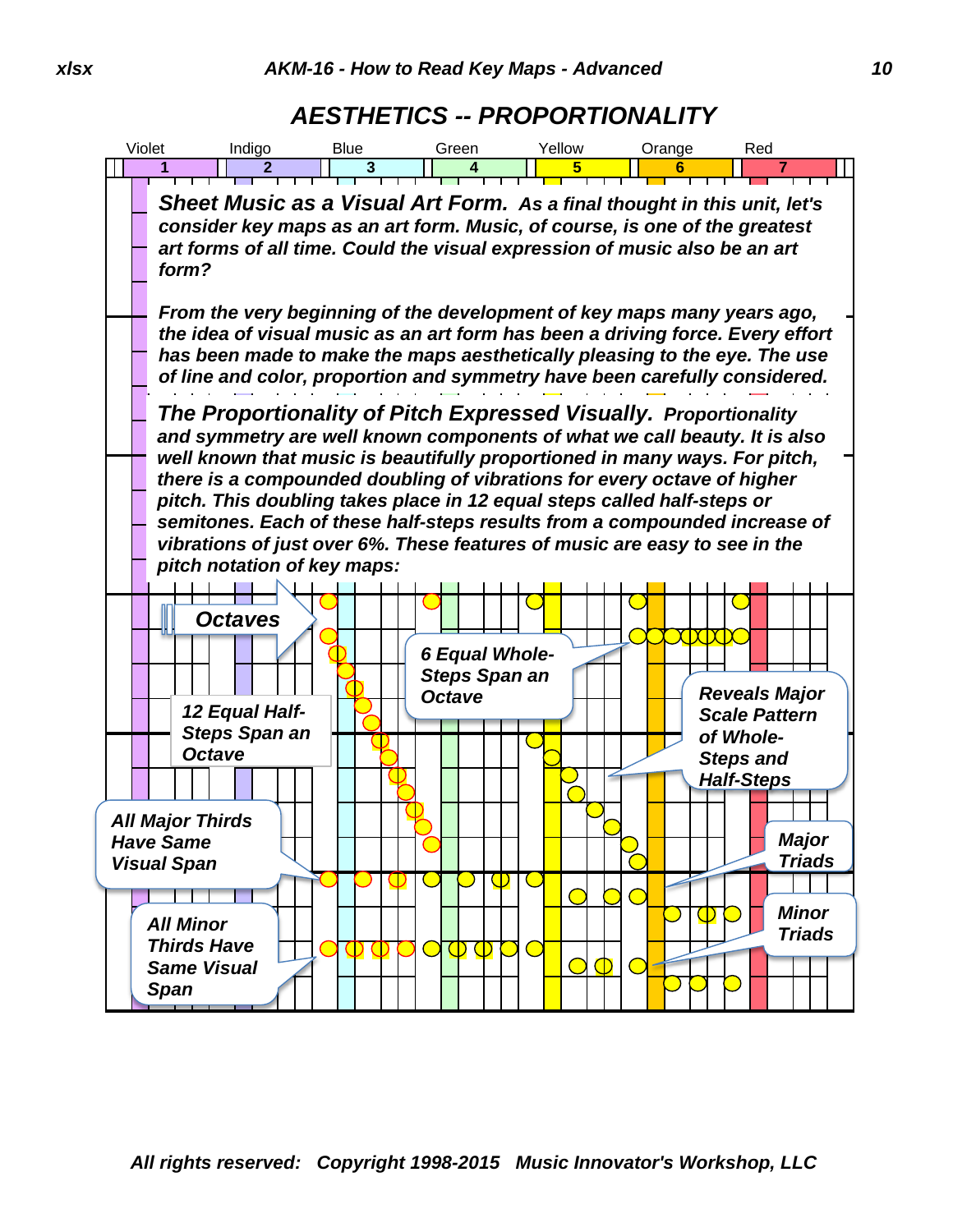# AESTHETICS -- PROPORTIONALITY

Violet | Indigo | Blue | Green | Yellow | Orange | Red
1 | 2 | 3 | 4 | 5 | 6 | 7

***Sheet Music as a Visual Art Form.*** *As a final thought in this unit, let's consider key maps as an art form. Music, of course, is one of the greatest art forms of all time. Could the visual expression of music also be an art form?*

*From the very beginning of the development of key maps many years ago, the idea of visual music as an art form has been a driving force. Every effort has been made to make the maps aesthetically pleasing to the eye. The use of line and color, proportion and symmetry have been carefully considered.*

***The Proportionality of Pitch Expressed Visually.*** *Proportionality and symmetry are well known components of what we call beauty. It is also well known that music is beautifully proportioned in many ways. For pitch, there is a compounded doubling of vibrations for every octave of higher pitch. This doubling takes place in 12 equal steps called half-steps or semitones. Each of these half-steps results from a compounded increase of vibrations of just over 6%. These features of music are easy to see in the pitch notation of key maps:*

**Octaves**

**12 Equal Half-Steps Span an Octave**

**6 Equal Whole-Steps Span an Octave**

**Reveals Major Scale Pattern of Whole-Steps and Half-Steps**

**All Major Thirds Have Same Visual Span**

**Major Triads**

**All Minor Thirds Have Same Visual Span**

**Minor Triads**

*All rights reserved: Copyright 1998-2015 Music Innovator's Workshop, LLC*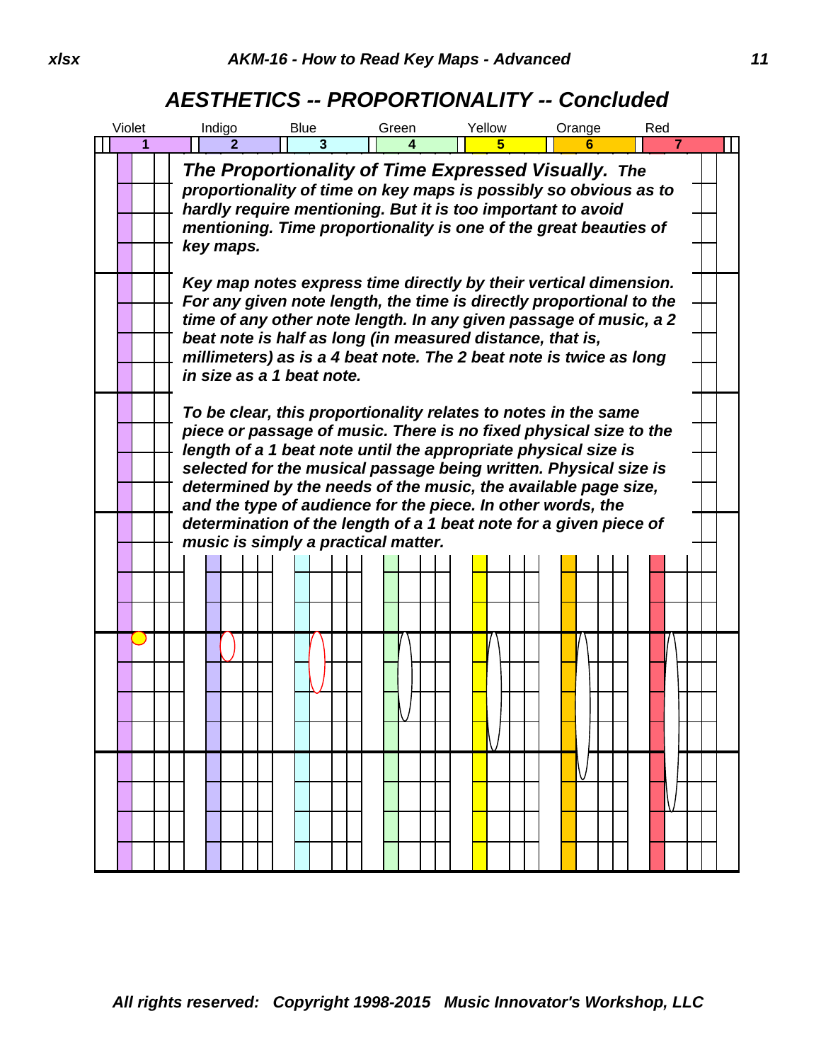# AESTHETICS -- PROPORTIONALITY -- Concluded

Violet Indigo Blue Green Yellow Orange Red

1 2 3 4 5 6 7

***The Proportionality of Time Expressed Visually.*** ***The proportionality of time on key maps is possibly so obvious as to hardly require mentioning. But it is too important to avoid mentioning. Time proportionality is one of the great beauties of key maps.***

***Key map notes express time directly by their vertical dimension. For any given note length, the time is directly proportional to the time of any other note length. In any given passage of music, a 2 beat note is half as long (in measured distance, that is, millimeters) as is a 4 beat note. The 2 beat note is twice as long in size as a 1 beat note.***

***To be clear, this proportionality relates to notes in the same piece or passage of music. There is no fixed physical size to the length of a 1 beat note until the appropriate physical size is selected for the musical passage being written. Physical size is determined by the needs of the music, the available page size, and the type of audience for the piece. In other words, the determination of the length of a 1 beat note for a given piece of music is simply a practical matter.***